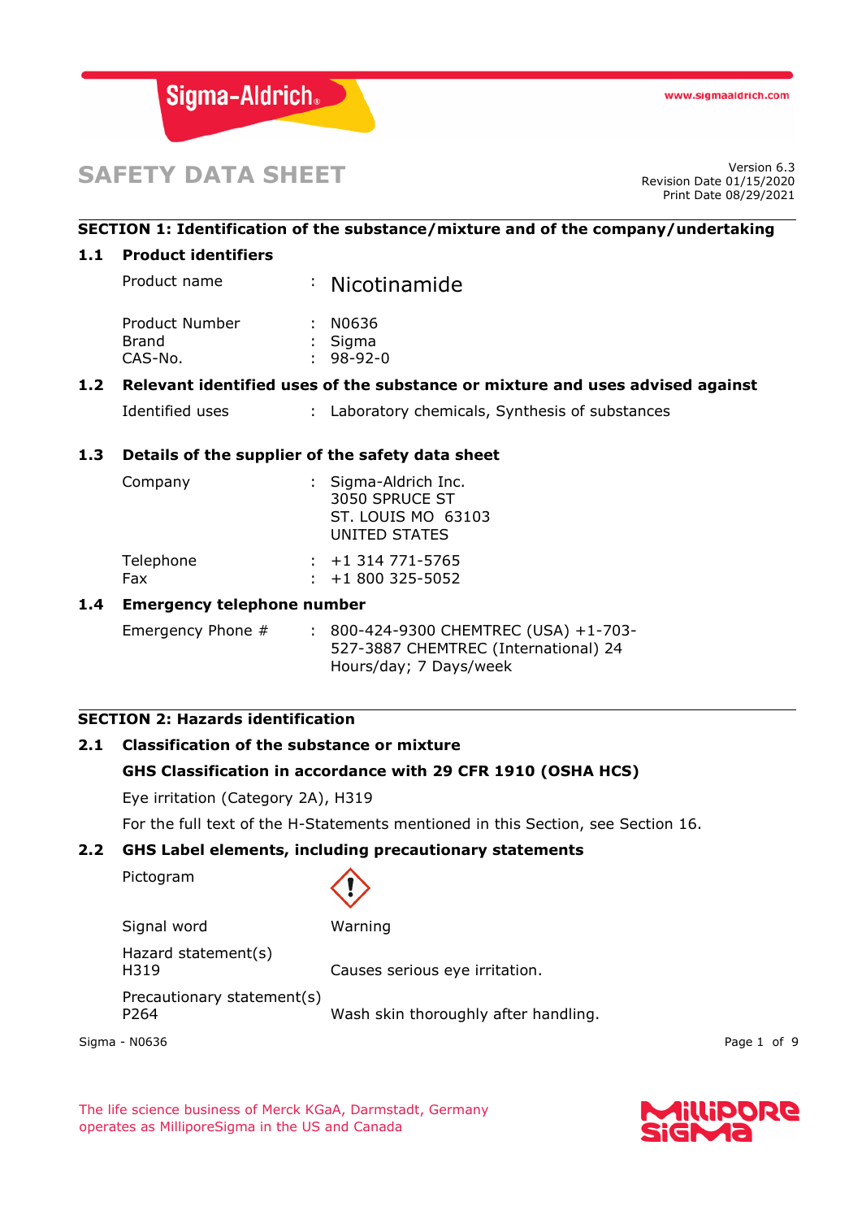# SAFETY DATA SHEET

Version 6.3
Revision Date 01/15/2020
Print Date 08/29/2021

## SECTION 1: Identification of the substance/mixture and of the company/undertaking

### 1.1 Product identifiers

| | | |
|---|---|---|
| Product name | : | Nicotinamide |
| Product Number | : | N0636 |
| Brand | : | Sigma |
| CAS-No. | : | 98-92-0 |

### 1.2 Relevant identified uses of the substance or mixture and uses advised against

| | | |
|---|---|---|
| Identified uses | : | Laboratory chemicals, Synthesis of substances |

### 1.3 Details of the supplier of the safety data sheet

| | | |
|---|---|---|
| Company | : | Sigma-Aldrich Inc. 3050 SPRUCE ST ST. LOUIS MO 63103 UNITED STATES |
| Telephone | : | +1 314 771-5765 |
| Fax | : | +1 800 325-5052 |

### 1.4 Emergency telephone number

| | | |
|---|---|---|
| Emergency Phone # | : | 800-424-9300 CHEMTREC (USA) +1-703-527-3887 CHEMTREC (International) 24 Hours/day; 7 Days/week |

## SECTION 2: Hazards identification

### 2.1 Classification of the substance or mixture

**GHS Classification in accordance with 29 CFR 1910 (OSHA HCS)**

Eye irritation (Category 2A), H319

For the full text of the H-Statements mentioned in this Section, see Section 16.

### 2.2 GHS Label elements, including precautionary statements

Pictogram

Signal word: Warning

Hazard statement(s)
H319 Causes serious eye irritation.

Precautionary statement(s)
P264 Wash skin thoroughly after handling.

The life science business of Merck KGaA, Darmstadt, Germany operates as MilliporeSigma in the US and Canada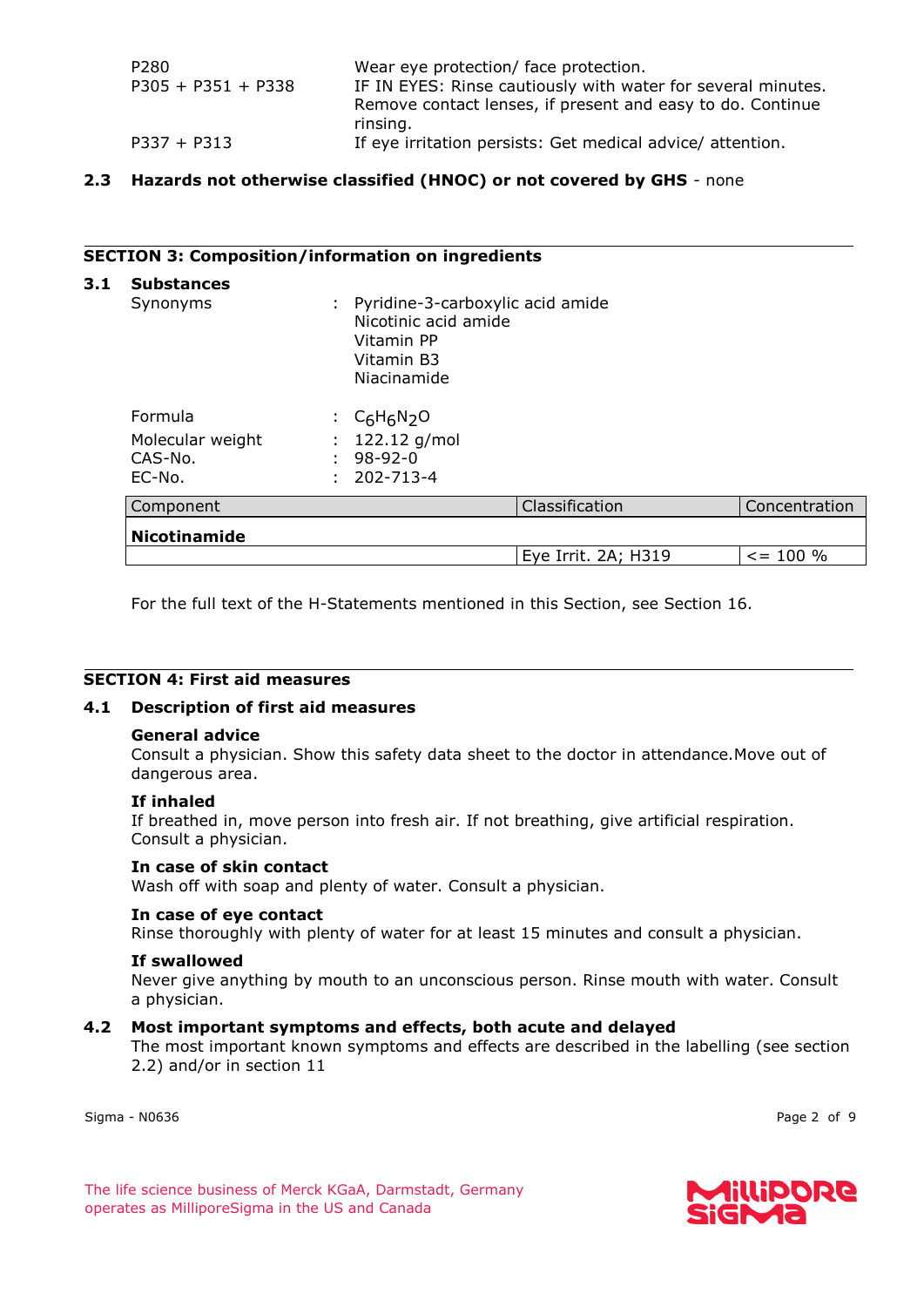| | |
|---|---|
| P280 | Wear eye protection/ face protection. |
| P305 + P351 + P338 | IF IN EYES: Rinse cautiously with water for several minutes. Remove contact lenses, if present and easy to do. Continue rinsing. |
| P337 + P313 | If eye irritation persists: Get medical advice/ attention. |

### 2.3 Hazards not otherwise classified (HNOC) or not covered by GHS - none

## SECTION 3: Composition/information on ingredients

### 3.1 Substances

Synonyms : Pyridine-3-carboxylic acid amide
Nicotinic acid amide
Vitamin PP
Vitamin B3
Niacinamide

Formula : $C_6H_6N_2O$

Molecular weight : 122.12 g/mol

CAS-No. : 98-92-0

EC-No. : 202-713-4

| Component | Classification | Concentration |
|---|---|---|
| **Nicotinamide** | | |
| | Eye Irrit. 2A; H319 | <= 100 % |

For the full text of the H-Statements mentioned in this Section, see Section 16.

## SECTION 4: First aid measures

### 4.1 Description of first aid measures

**General advice**
Consult a physician. Show this safety data sheet to the doctor in attendance.Move out of dangerous area.

**If inhaled**
If breathed in, move person into fresh air. If not breathing, give artificial respiration. Consult a physician.

**In case of skin contact**
Wash off with soap and plenty of water. Consult a physician.

**In case of eye contact**
Rinse thoroughly with plenty of water for at least 15 minutes and consult a physician.

**If swallowed**
Never give anything by mouth to an unconscious person. Rinse mouth with water. Consult a physician.

### 4.2 Most important symptoms and effects, both acute and delayed

The most important known symptoms and effects are described in the labelling (see section 2.2) and/or in section 11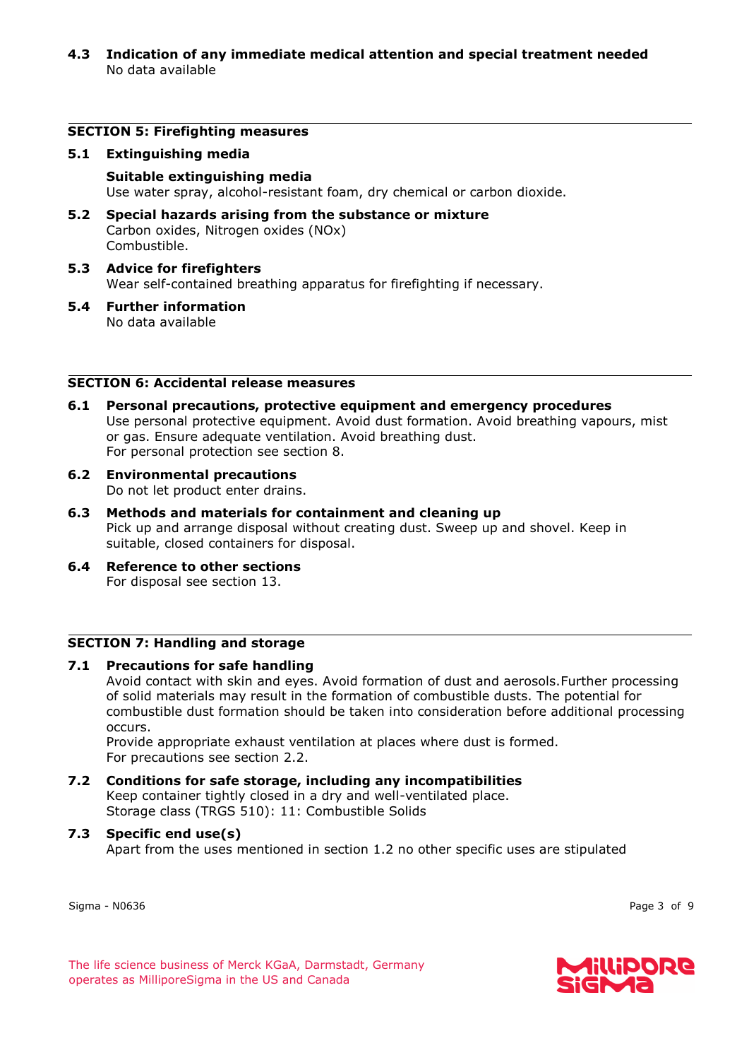**4.3 Indication of any immediate medical attention and special treatment needed**

No data available

## SECTION 5: Firefighting measures

**5.1 Extinguishing media**

**Suitable extinguishing media**

Use water spray, alcohol-resistant foam, dry chemical or carbon dioxide.

**5.2 Special hazards arising from the substance or mixture**

Carbon oxides, Nitrogen oxides (NOx)

Combustible.

**5.3 Advice for firefighters**

Wear self-contained breathing apparatus for firefighting if necessary.

**5.4 Further information**

No data available

## SECTION 6: Accidental release measures

**6.1 Personal precautions, protective equipment and emergency procedures**

Use personal protective equipment. Avoid dust formation. Avoid breathing vapours, mist or gas. Ensure adequate ventilation. Avoid breathing dust.

For personal protection see section 8.

**6.2 Environmental precautions**

Do not let product enter drains.

**6.3 Methods and materials for containment and cleaning up**

Pick up and arrange disposal without creating dust. Sweep up and shovel. Keep in suitable, closed containers for disposal.

**6.4 Reference to other sections**

For disposal see section 13.

## SECTION 7: Handling and storage

**7.1 Precautions for safe handling**

Avoid contact with skin and eyes. Avoid formation of dust and aerosols.Further processing of solid materials may result in the formation of combustible dusts. The potential for combustible dust formation should be taken into consideration before additional processing occurs.

Provide appropriate exhaust ventilation at places where dust is formed.

For precautions see section 2.2.

**7.2 Conditions for safe storage, including any incompatibilities**

Keep container tightly closed in a dry and well-ventilated place.

Storage class (TRGS 510): 11: Combustible Solids

**7.3 Specific end use(s)**

Apart from the uses mentioned in section 1.2 no other specific uses are stipulated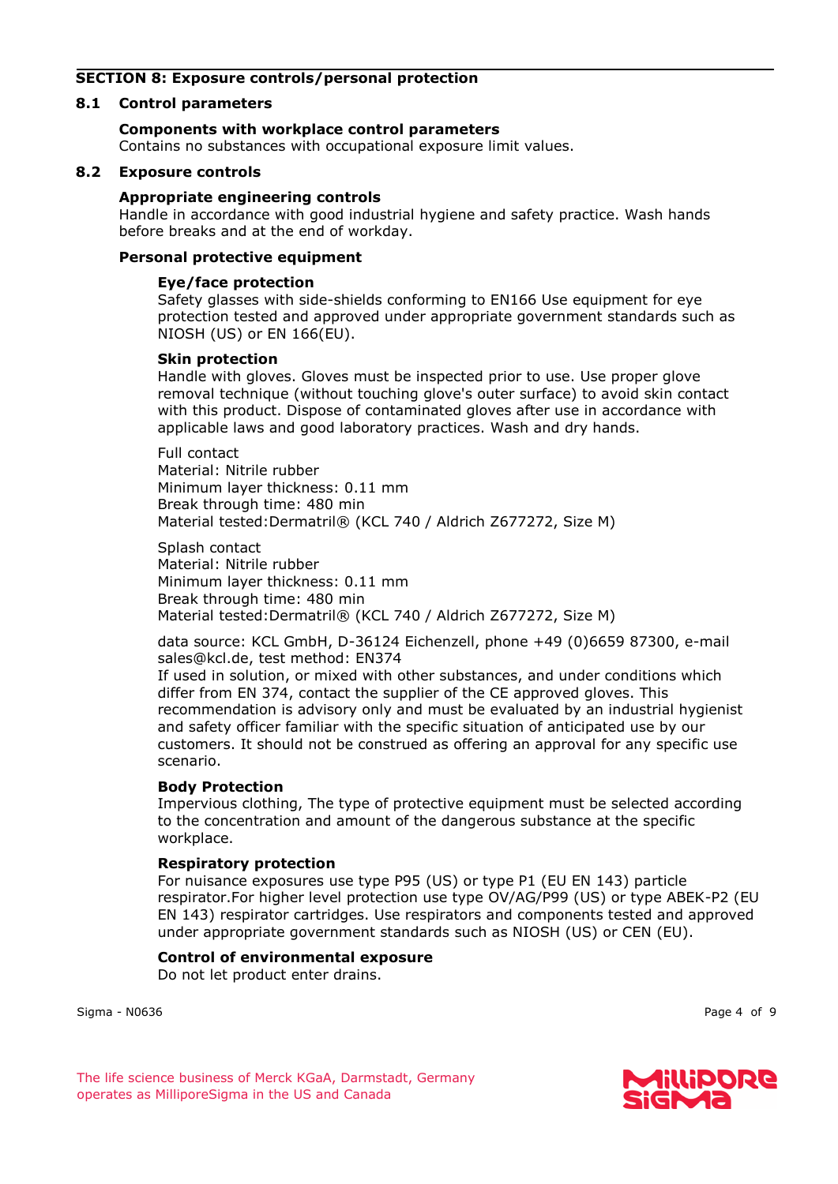## SECTION 8: Exposure controls/personal protection

### 8.1 Control parameters

**Components with workplace control parameters**
Contains no substances with occupational exposure limit values.

### 8.2 Exposure controls

**Appropriate engineering controls**
Handle in accordance with good industrial hygiene and safety practice. Wash hands before breaks and at the end of workday.

**Personal protective equipment**

**Eye/face protection**
Safety glasses with side-shields conforming to EN166 Use equipment for eye protection tested and approved under appropriate government standards such as NIOSH (US) or EN 166(EU).

**Skin protection**
Handle with gloves. Gloves must be inspected prior to use. Use proper glove removal technique (without touching glove's outer surface) to avoid skin contact with this product. Dispose of contaminated gloves after use in accordance with applicable laws and good laboratory practices. Wash and dry hands.

Full contact
Material: Nitrile rubber
Minimum layer thickness: 0.11 mm
Break through time: 480 min
Material tested:Dermatril® (KCL 740 / Aldrich Z677272, Size M)

Splash contact
Material: Nitrile rubber
Minimum layer thickness: 0.11 mm
Break through time: 480 min
Material tested:Dermatril® (KCL 740 / Aldrich Z677272, Size M)

data source: KCL GmbH, D-36124 Eichenzell, phone +49 (0)6659 87300, e-mail sales@kcl.de, test method: EN374
If used in solution, or mixed with other substances, and under conditions which differ from EN 374, contact the supplier of the CE approved gloves. This recommendation is advisory only and must be evaluated by an industrial hygienist and safety officer familiar with the specific situation of anticipated use by our customers. It should not be construed as offering an approval for any specific use scenario.

**Body Protection**
Impervious clothing, The type of protective equipment must be selected according to the concentration and amount of the dangerous substance at the specific workplace.

**Respiratory protection**
For nuisance exposures use type P95 (US) or type P1 (EU EN 143) particle respirator.For higher level protection use type OV/AG/P99 (US) or type ABEK-P2 (EU EN 143) respirator cartridges. Use respirators and components tested and approved under appropriate government standards such as NIOSH (US) or CEN (EU).

**Control of environmental exposure**
Do not let product enter drains.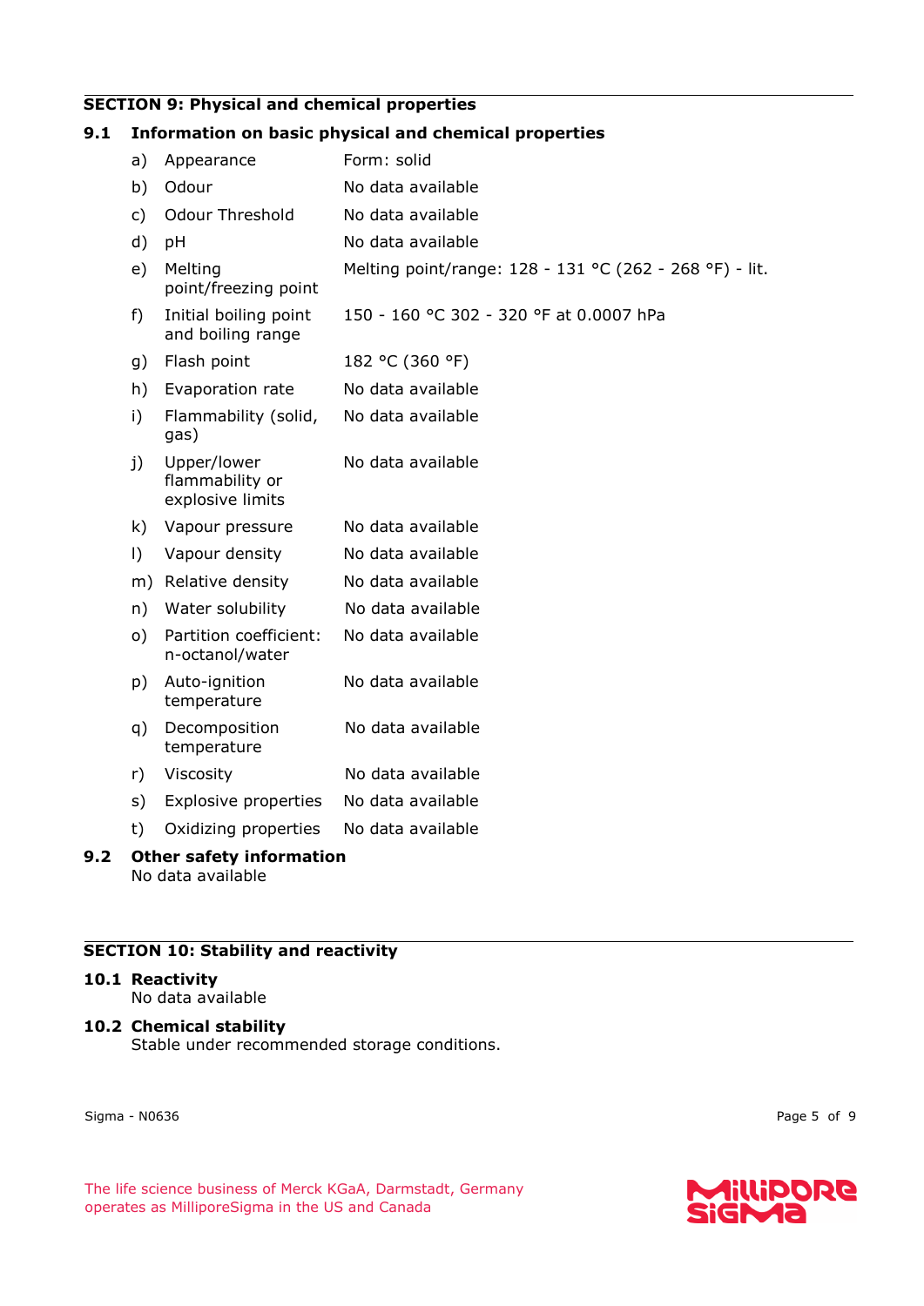## SECTION 9: Physical and chemical properties

### 9.1 Information on basic physical and chemical properties

| | Property | Value |
|---|---|---|
| a) | Appearance | Form: solid |
| b) | Odour | No data available |
| c) | Odour Threshold | No data available |
| d) | pH | No data available |
| e) | Melting point/freezing point | Melting point/range: 128 - 131 °C (262 - 268 °F) - lit. |
| f) | Initial boiling point and boiling range | 150 - 160 °C 302 - 320 °F at 0.0007 hPa |
| g) | Flash point | 182 °C (360 °F) |
| h) | Evaporation rate | No data available |
| i) | Flammability (solid, gas) | No data available |
| j) | Upper/lower flammability or explosive limits | No data available |
| k) | Vapour pressure | No data available |
| l) | Vapour density | No data available |
| m) | Relative density | No data available |
| n) | Water solubility | No data available |
| o) | Partition coefficient: n-octanol/water | No data available |
| p) | Auto-ignition temperature | No data available |
| q) | Decomposition temperature | No data available |
| r) | Viscosity | No data available |
| s) | Explosive properties | No data available |
| t) | Oxidizing properties | No data available |

### 9.2 Other safety information

No data available

## SECTION 10: Stability and reactivity

### 10.1 Reactivity

No data available

### 10.2 Chemical stability

Stable under recommended storage conditions.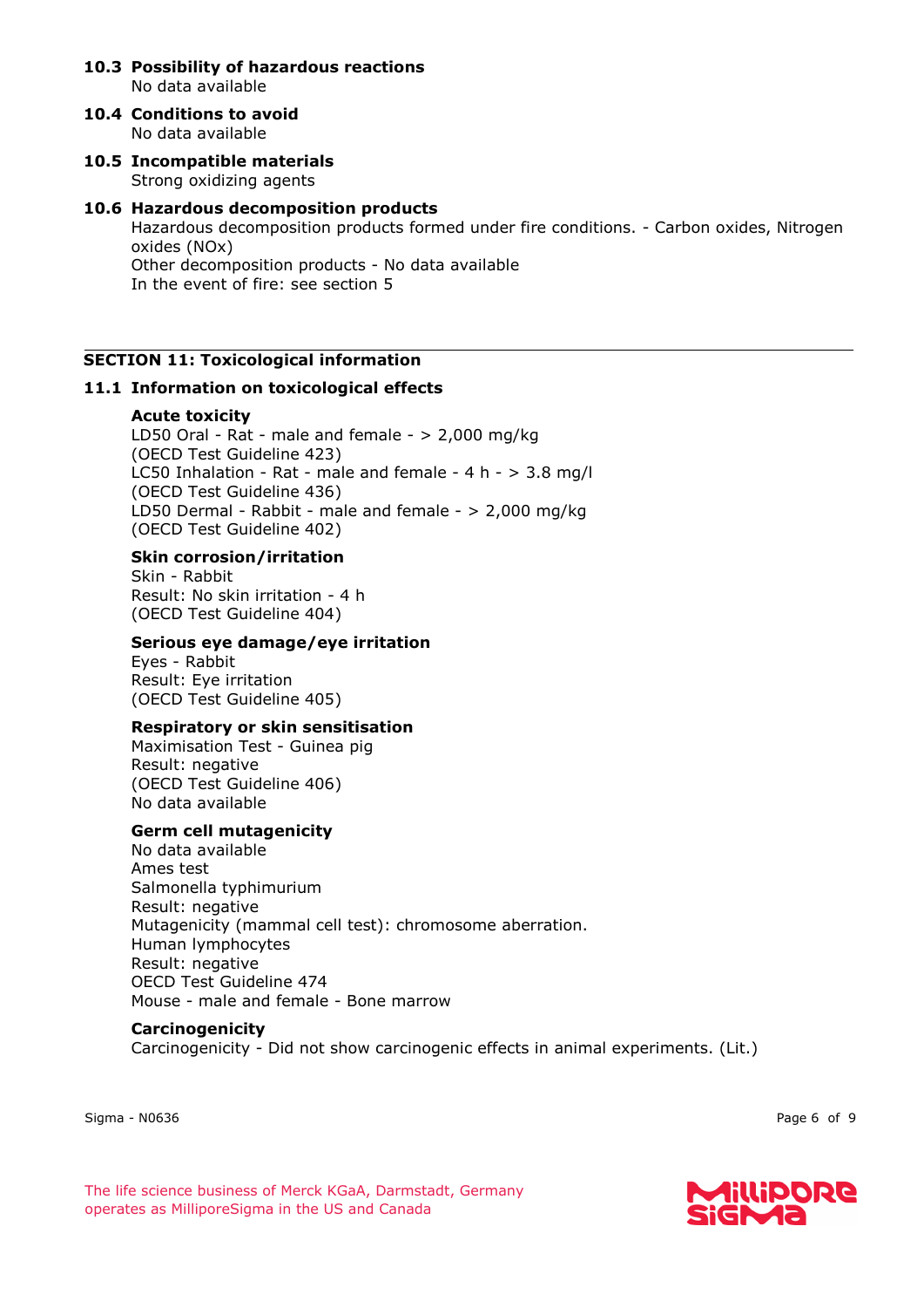### 10.3 Possibility of hazardous reactions

No data available

### 10.4 Conditions to avoid

No data available

### 10.5 Incompatible materials

Strong oxidizing agents

### 10.6 Hazardous decomposition products

Hazardous decomposition products formed under fire conditions. - Carbon oxides, Nitrogen oxides (NOx)
Other decomposition products - No data available
In the event of fire: see section 5

## SECTION 11: Toxicological information

### 11.1 Information on toxicological effects

**Acute toxicity**

LD50 Oral - Rat - male and female - > 2,000 mg/kg
(OECD Test Guideline 423)
LC50 Inhalation - Rat - male and female - 4 h - > 3.8 mg/l
(OECD Test Guideline 436)
LD50 Dermal - Rabbit - male and female - > 2,000 mg/kg
(OECD Test Guideline 402)

**Skin corrosion/irritation**

Skin - Rabbit
Result: No skin irritation - 4 h
(OECD Test Guideline 404)

**Serious eye damage/eye irritation**

Eyes - Rabbit
Result: Eye irritation
(OECD Test Guideline 405)

**Respiratory or skin sensitisation**

Maximisation Test - Guinea pig
Result: negative
(OECD Test Guideline 406)
No data available

**Germ cell mutagenicity**

No data available
Ames test
Salmonella typhimurium
Result: negative
Mutagenicity (mammal cell test): chromosome aberration.
Human lymphocytes
Result: negative
OECD Test Guideline 474
Mouse - male and female - Bone marrow

**Carcinogenicity**

Carcinogenicity - Did not show carcinogenic effects in animal experiments. (Lit.)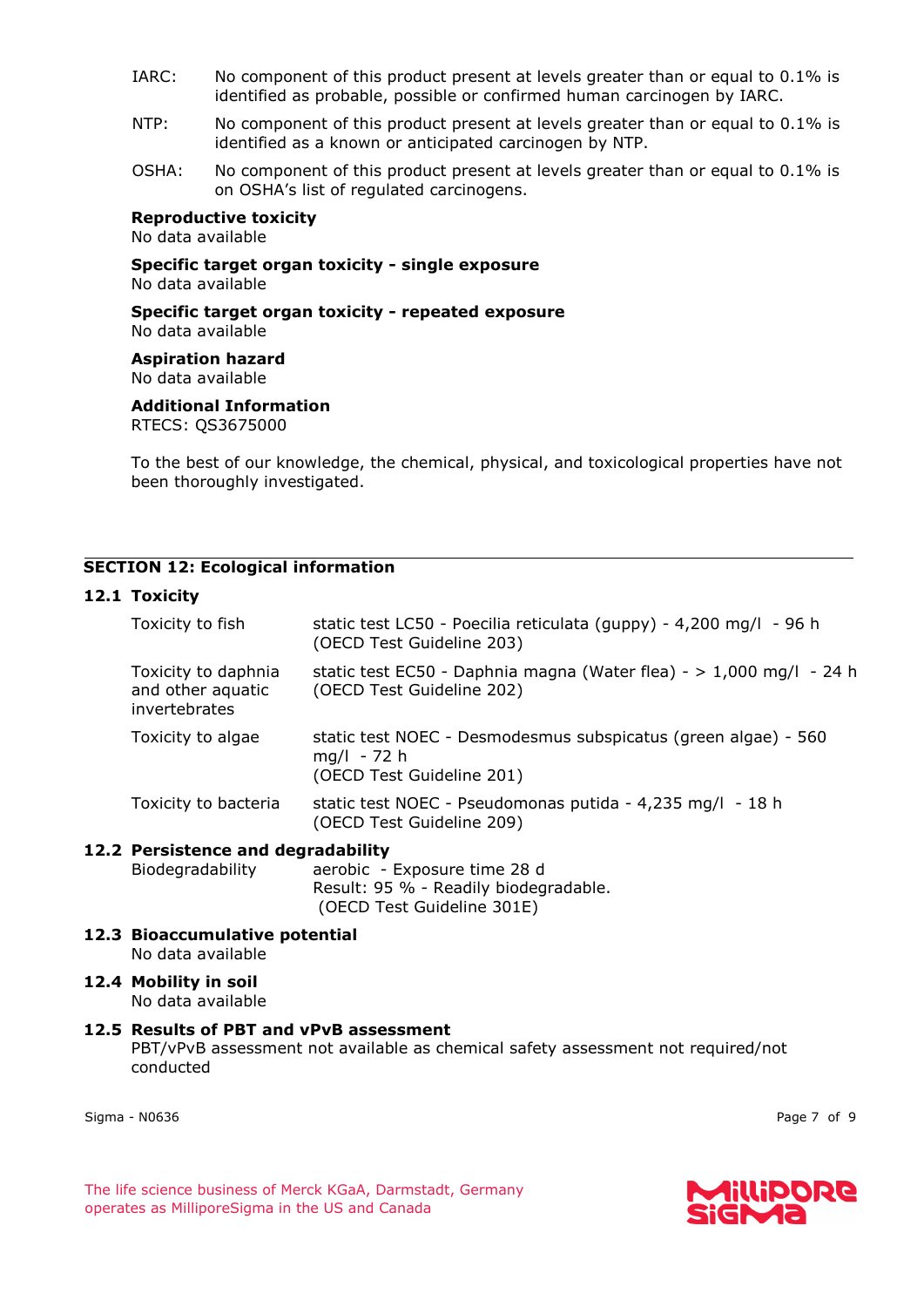IARC: No component of this product present at levels greater than or equal to 0.1% is identified as probable, possible or confirmed human carcinogen by IARC.

NTP: No component of this product present at levels greater than or equal to 0.1% is identified as a known or anticipated carcinogen by NTP.

OSHA: No component of this product present at levels greater than or equal to 0.1% is on OSHA's list of regulated carcinogens.

**Reproductive toxicity**
No data available

**Specific target organ toxicity - single exposure**
No data available

**Specific target organ toxicity - repeated exposure**
No data available

**Aspiration hazard**
No data available

**Additional Information**
RTECS: QS3675000

To the best of our knowledge, the chemical, physical, and toxicological properties have not been thoroughly investigated.

## SECTION 12: Ecological information

### 12.1 Toxicity

| | |
|---|---|
| Toxicity to fish | static test LC50 - Poecilia reticulata (guppy) - 4,200 mg/l - 96 h (OECD Test Guideline 203) |
| Toxicity to daphnia and other aquatic invertebrates | static test EC50 - Daphnia magna (Water flea) - > 1,000 mg/l - 24 h (OECD Test Guideline 202) |
| Toxicity to algae | static test NOEC - Desmodesmus subspicatus (green algae) - 560 mg/l - 72 h (OECD Test Guideline 201) |
| Toxicity to bacteria | static test NOEC - Pseudomonas putida - 4,235 mg/l - 18 h (OECD Test Guideline 209) |

### 12.2 Persistence and degradability

| | |
|---|---|
| Biodegradability | aerobic - Exposure time 28 d<br>Result: 95 % - Readily biodegradable.<br>(OECD Test Guideline 301E) |

### 12.3 Bioaccumulative potential

No data available

### 12.4 Mobility in soil

No data available

### 12.5 Results of PBT and vPvB assessment

PBT/vPvB assessment not available as chemical safety assessment not required/not conducted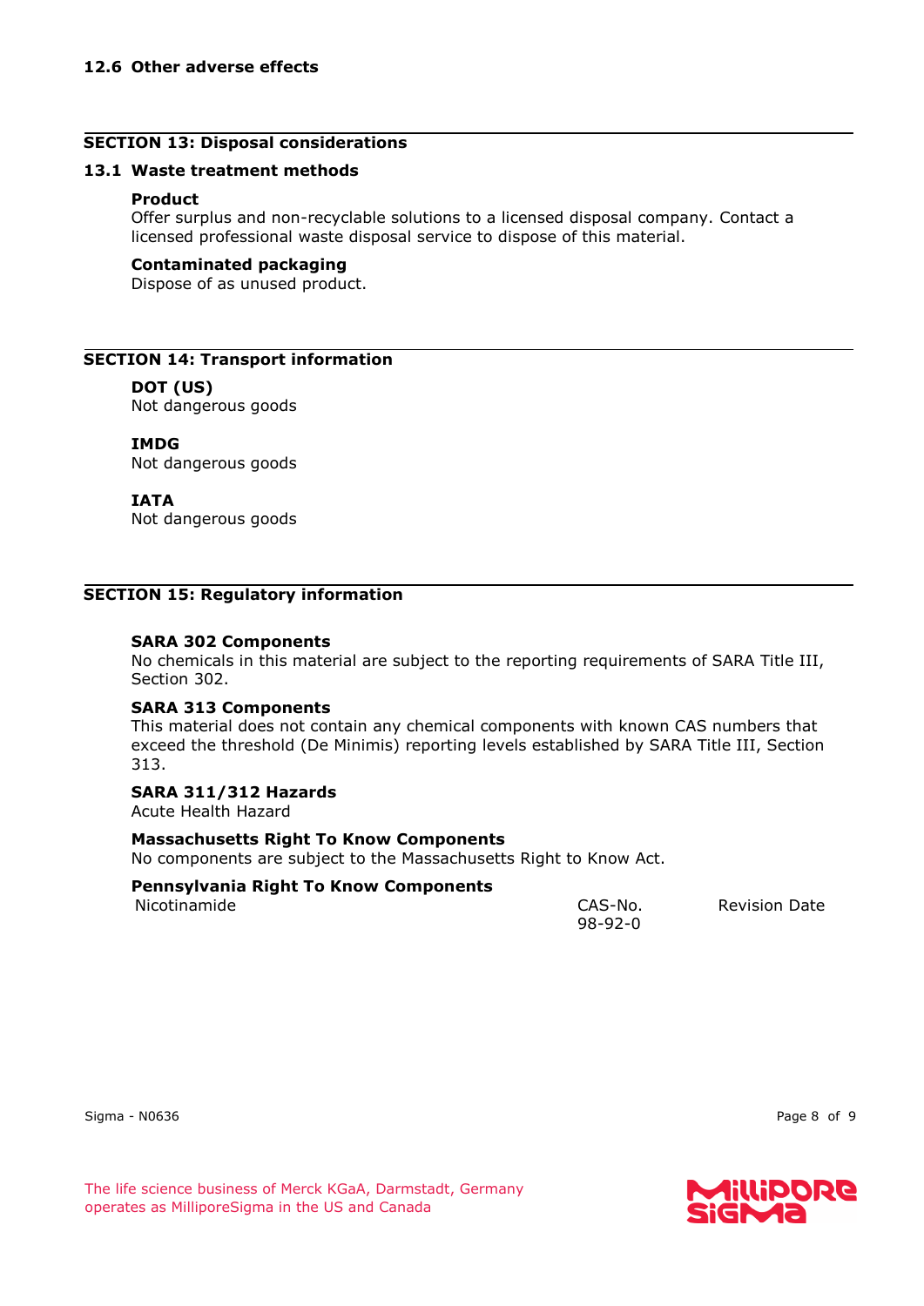### 12.6 Other adverse effects

## SECTION 13: Disposal considerations

### 13.1 Waste treatment methods

**Product**
Offer surplus and non-recyclable solutions to a licensed disposal company. Contact a licensed professional waste disposal service to dispose of this material.

**Contaminated packaging**
Dispose of as unused product.

## SECTION 14: Transport information

**DOT (US)**
Not dangerous goods

**IMDG**
Not dangerous goods

**IATA**
Not dangerous goods

## SECTION 15: Regulatory information

**SARA 302 Components**
No chemicals in this material are subject to the reporting requirements of SARA Title III, Section 302.

**SARA 313 Components**
This material does not contain any chemical components with known CAS numbers that exceed the threshold (De Minimis) reporting levels established by SARA Title III, Section 313.

**SARA 311/312 Hazards**
Acute Health Hazard

**Massachusetts Right To Know Components**
No components are subject to the Massachusetts Right to Know Act.

**Pennsylvania Right To Know Components**

| | CAS-No. | Revision Date |
|---|---|---|
| Nicotinamide | 98-92-0 | |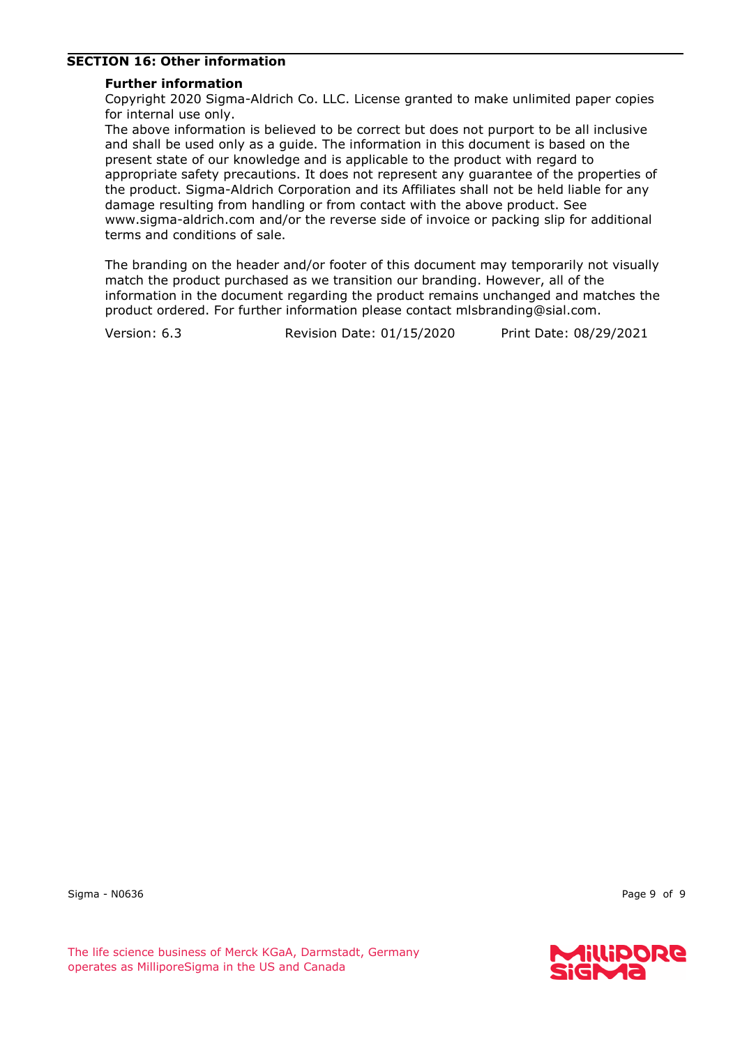## SECTION 16: Other information

**Further information**

Copyright 2020 Sigma-Aldrich Co. LLC. License granted to make unlimited paper copies for internal use only.
The above information is believed to be correct but does not purport to be all inclusive and shall be used only as a guide. The information in this document is based on the present state of our knowledge and is applicable to the product with regard to appropriate safety precautions. It does not represent any guarantee of the properties of the product. Sigma-Aldrich Corporation and its Affiliates shall not be held liable for any damage resulting from handling or from contact with the above product. See www.sigma-aldrich.com and/or the reverse side of invoice or packing slip for additional terms and conditions of sale.

The branding on the header and/or footer of this document may temporarily not visually match the product purchased as we transition our branding. However, all of the information in the document regarding the product remains unchanged and matches the product ordered. For further information please contact mlsbranding@sial.com.

Version: 6.3 Revision Date: 01/15/2020 Print Date: 08/29/2021